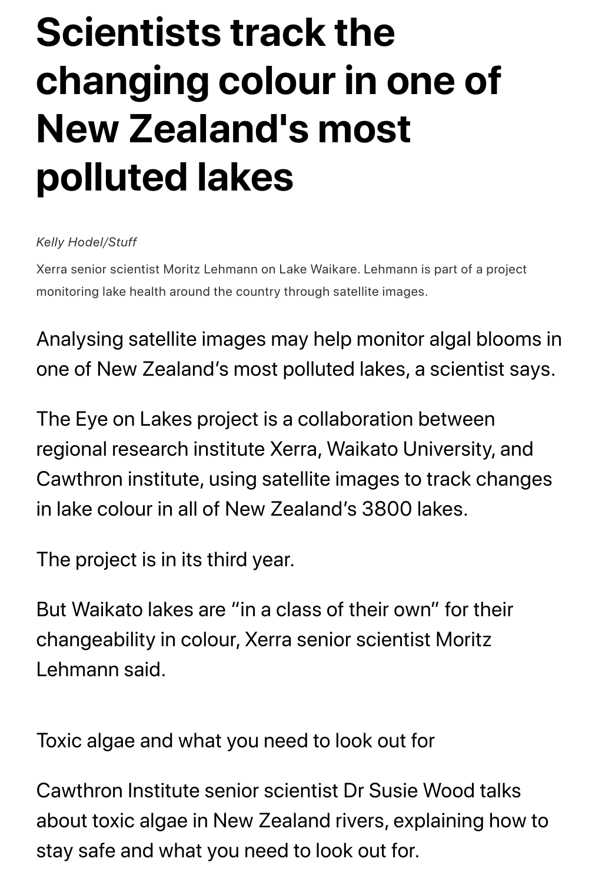# Scientists track the changing colour in one of New Zealand's most polluted lakes

*Kelly Hodel/Stuff*

Xerra senior scientist Moritz Lehmann on Lake Waikare. Lehmann is part of a project monitoring lake health around the country through satellite images.

Analysing satellite images may help monitor algal blooms in one of New Zealand's most polluted lakes, a scientist says.

The Eye on Lakes project is a collaboration between regional research institute Xerra, Waikato University, and Cawthron institute, using satellite images to track changes in lake colour in all of New Zealand's 3800 lakes.

The project is in its third year.

But Waikato lakes are "in a class of their own" for their changeability in colour, Xerra senior scientist Moritz Lehmann said.

Toxic algae and what you need to look out for

Cawthron Institute senior scientist Dr Susie Wood talks about toxic algae in New Zealand rivers, explaining how to stay safe and what you need to look out for.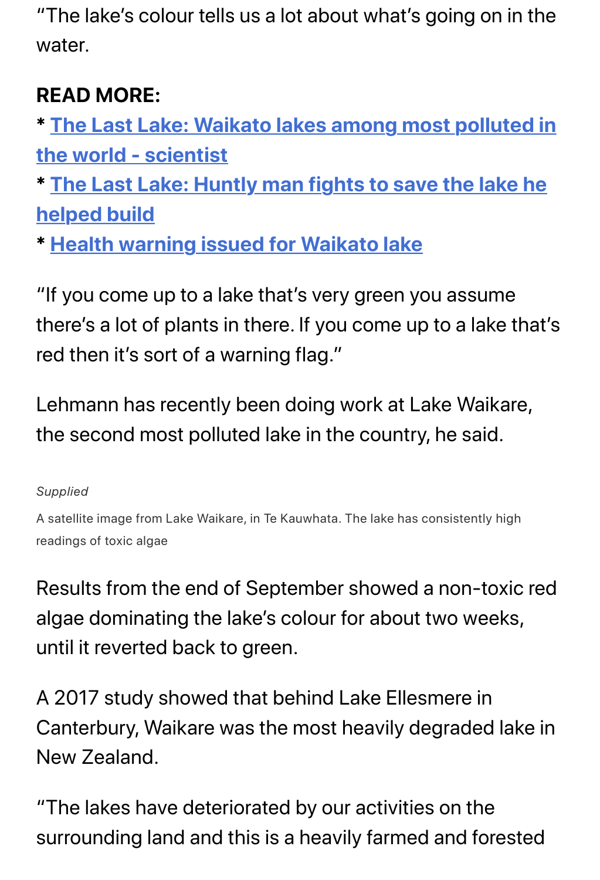"The lake's colour tells us a lot about what's going on in the water.

**READ MORE:**
* **The Last Lake: Waikato lakes among most polluted in the world - scientist**
* **The Last Lake: Huntly man fights to save the lake he helped build**
* **Health warning issued for Waikato lake**

"If you come up to a lake that's very green you assume there's a lot of plants in there. If you come up to a lake that's red then it's sort of a warning flag."

Lehmann has recently been doing work at Lake Waikare, the second most polluted lake in the country, he said.

*Supplied*

A satellite image from Lake Waikare, in Te Kauwhata. The lake has consistently high readings of toxic algae

Results from the end of September showed a non-toxic red algae dominating the lake's colour for about two weeks, until it reverted back to green.

A 2017 study showed that behind Lake Ellesmere in Canterbury, Waikare was the most heavily degraded lake in New Zealand.

"The lakes have deteriorated by our activities on the surrounding land and this is a heavily farmed and forested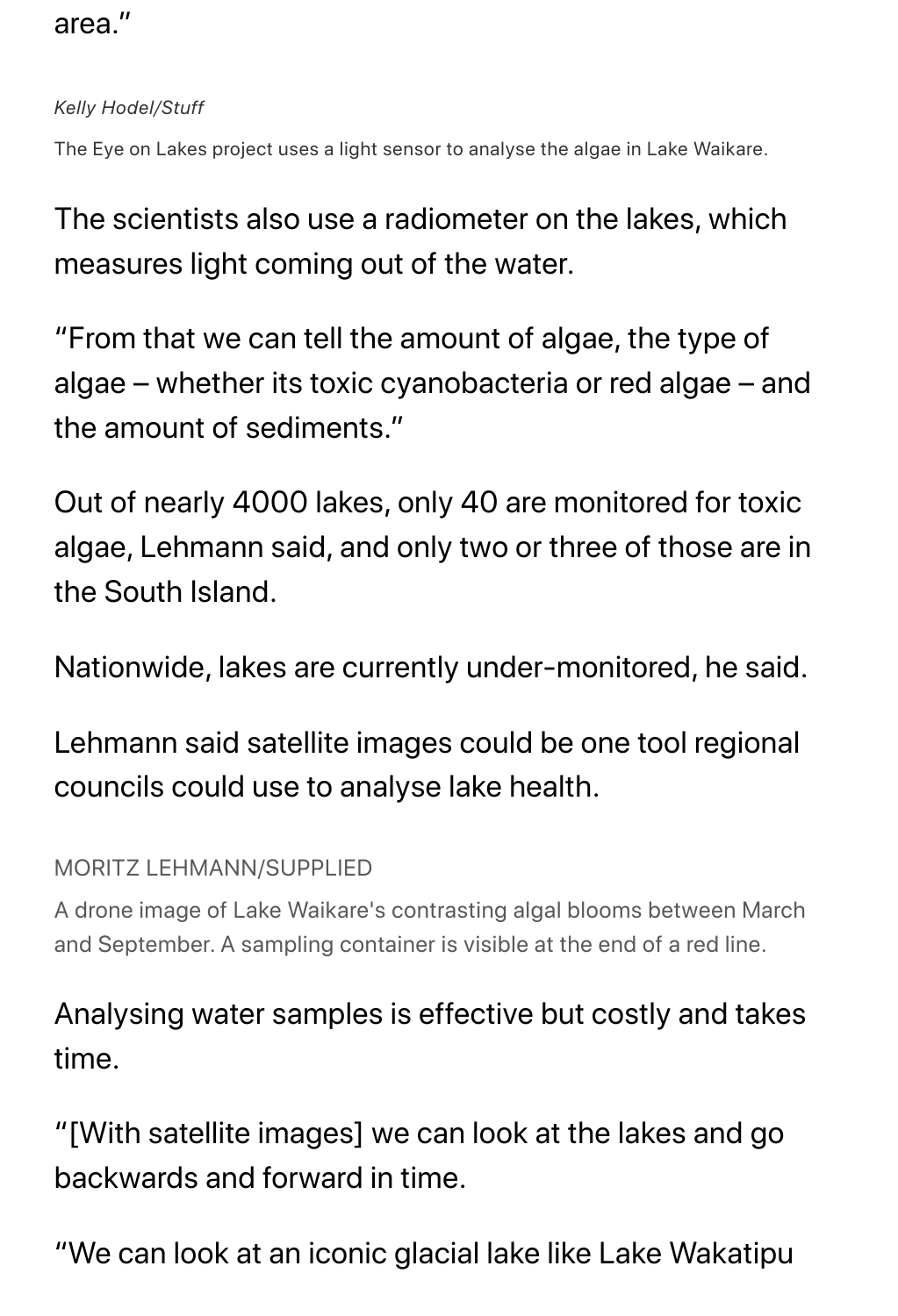area."

*Kelly Hodel/Stuff*

The Eye on Lakes project uses a light sensor to analyse the algae in Lake Waikare.

The scientists also use a radiometer on the lakes, which measures light coming out of the water.

"From that we can tell the amount of algae, the type of algae – whether its toxic cyanobacteria or red algae – and the amount of sediments."

Out of nearly 4000 lakes, only 40 are monitored for toxic algae, Lehmann said, and only two or three of those are in the South Island.

Nationwide, lakes are currently under-monitored, he said.

Lehmann said satellite images could be one tool regional councils could use to analyse lake health.

MORITZ LEHMANN/SUPPLIED

A drone image of Lake Waikare's contrasting algal blooms between March and September. A sampling container is visible at the end of a red line.

Analysing water samples is effective but costly and takes time.

"[With satellite images] we can look at the lakes and go backwards and forward in time.

"We can look at an iconic glacial lake like Lake Wakatipu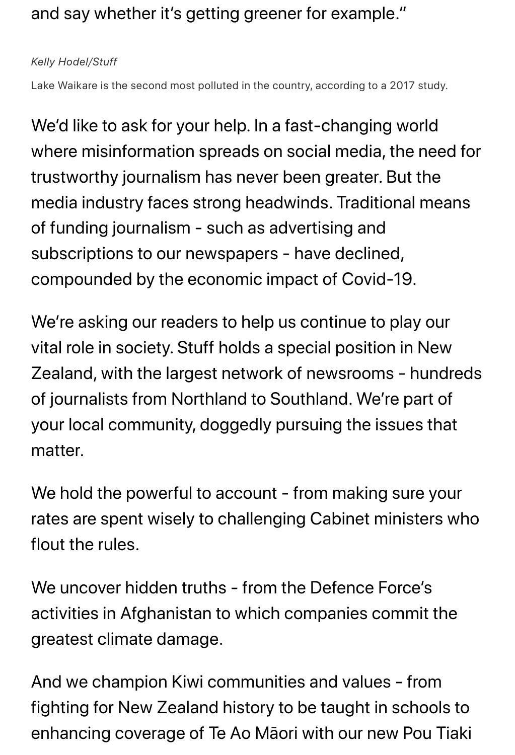and say whether it's getting greener for example."

*Kelly Hodel/Stuff*

Lake Waikare is the second most polluted in the country, according to a 2017 study.

We'd like to ask for your help. In a fast-changing world where misinformation spreads on social media, the need for trustworthy journalism has never been greater. But the media industry faces strong headwinds. Traditional means of funding journalism - such as advertising and subscriptions to our newspapers - have declined, compounded by the economic impact of Covid-19.

We're asking our readers to help us continue to play our vital role in society. Stuff holds a special position in New Zealand, with the largest network of newsrooms - hundreds of journalists from Northland to Southland. We're part of your local community, doggedly pursuing the issues that matter.

We hold the powerful to account - from making sure your rates are spent wisely to challenging Cabinet ministers who flout the rules.

We uncover hidden truths - from the Defence Force's activities in Afghanistan to which companies commit the greatest climate damage.

And we champion Kiwi communities and values - from fighting for New Zealand history to be taught in schools to enhancing coverage of Te Ao Māori with our new Pou Tiaki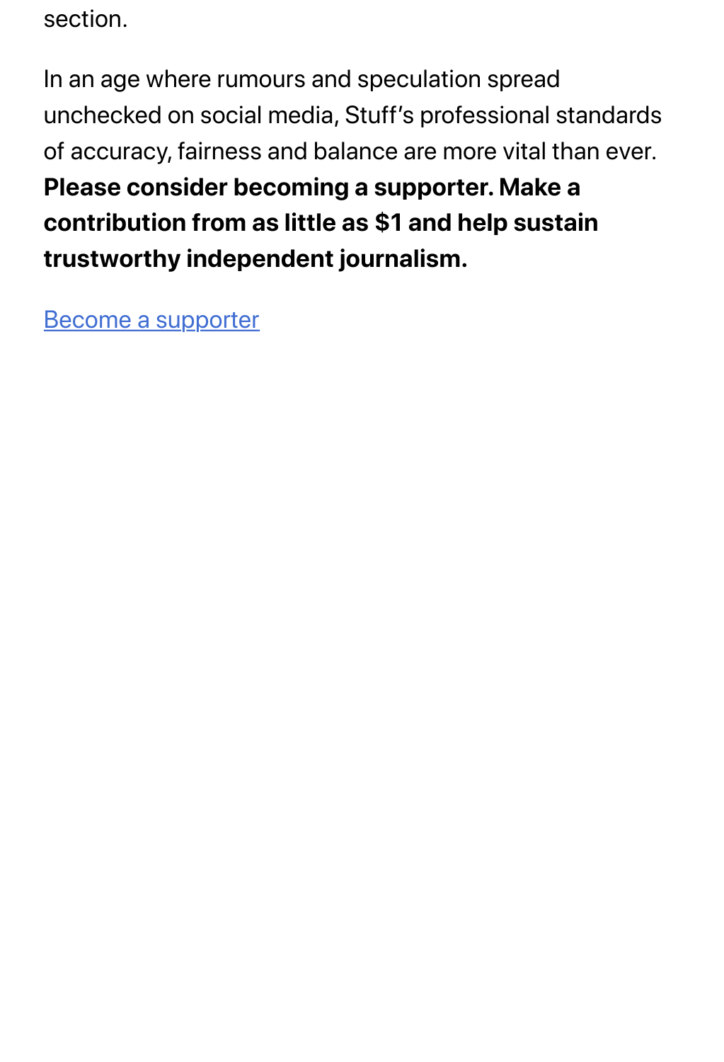section.

In an age where rumours and speculation spread unchecked on social media, Stuff's professional standards of accuracy, fairness and balance are more vital than ever. **Please consider becoming a supporter. Make a contribution from as little as $1 and help sustain trustworthy independent journalism.**

Become a supporter